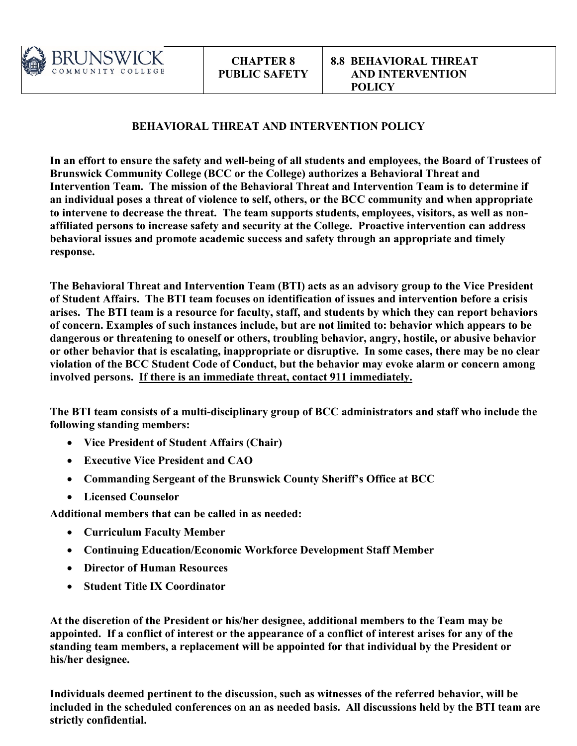| BRUNSWICK COMMUNITY COLLEGE | CHAPTER 8 PUBLIC SAFETY | 8.8 BEHAVIORAL THREAT AND INTERVENTION POLICY |
| --- | --- | --- |

# BEHAVIORAL THREAT AND INTERVENTION POLICY

**In an effort to ensure the safety and well-being of all students and employees, the Board of Trustees of Brunswick Community College (BCC or the College) authorizes a Behavioral Threat and Intervention Team. The mission of the Behavioral Threat and Intervention Team is to determine if an individual poses a threat of violence to self, others, or the BCC community and when appropriate to intervene to decrease the threat. The team supports students, employees, visitors, as well as non-affiliated persons to increase safety and security at the College. Proactive intervention can address behavioral issues and promote academic success and safety through an appropriate and timely response.**

**The Behavioral Threat and Intervention Team (BTI) acts as an advisory group to the Vice President of Student Affairs. The BTI team focuses on identification of issues and intervention before a crisis arises. The BTI team is a resource for faculty, staff, and students by which they can report behaviors of concern. Examples of such instances include, but are not limited to: behavior which appears to be dangerous or threatening to oneself or others, troubling behavior, angry, hostile, or abusive behavior or other behavior that is escalating, inappropriate or disruptive. In some cases, there may be no clear violation of the BCC Student Code of Conduct, but the behavior may evoke alarm or concern among involved persons. <u>If there is an immediate threat, contact 911 immediately.</u>**

**The BTI team consists of a multi-disciplinary group of BCC administrators and staff who include the following standing members:**

- **Vice President of Student Affairs (Chair)**
- **Executive Vice President and CAO**
- **Commanding Sergeant of the Brunswick County Sheriff's Office at BCC**
- **Licensed Counselor**

**Additional members that can be called in as needed:**

- **Curriculum Faculty Member**
- **Continuing Education/Economic Workforce Development Staff Member**
- **Director of Human Resources**
- **Student Title IX Coordinator**

**At the discretion of the President or his/her designee, additional members to the Team may be appointed. If a conflict of interest or the appearance of a conflict of interest arises for any of the standing team members, a replacement will be appointed for that individual by the President or his/her designee.**

**Individuals deemed pertinent to the discussion, such as witnesses of the referred behavior, will be included in the scheduled conferences on an as needed basis. All discussions held by the BTI team are strictly confidential.**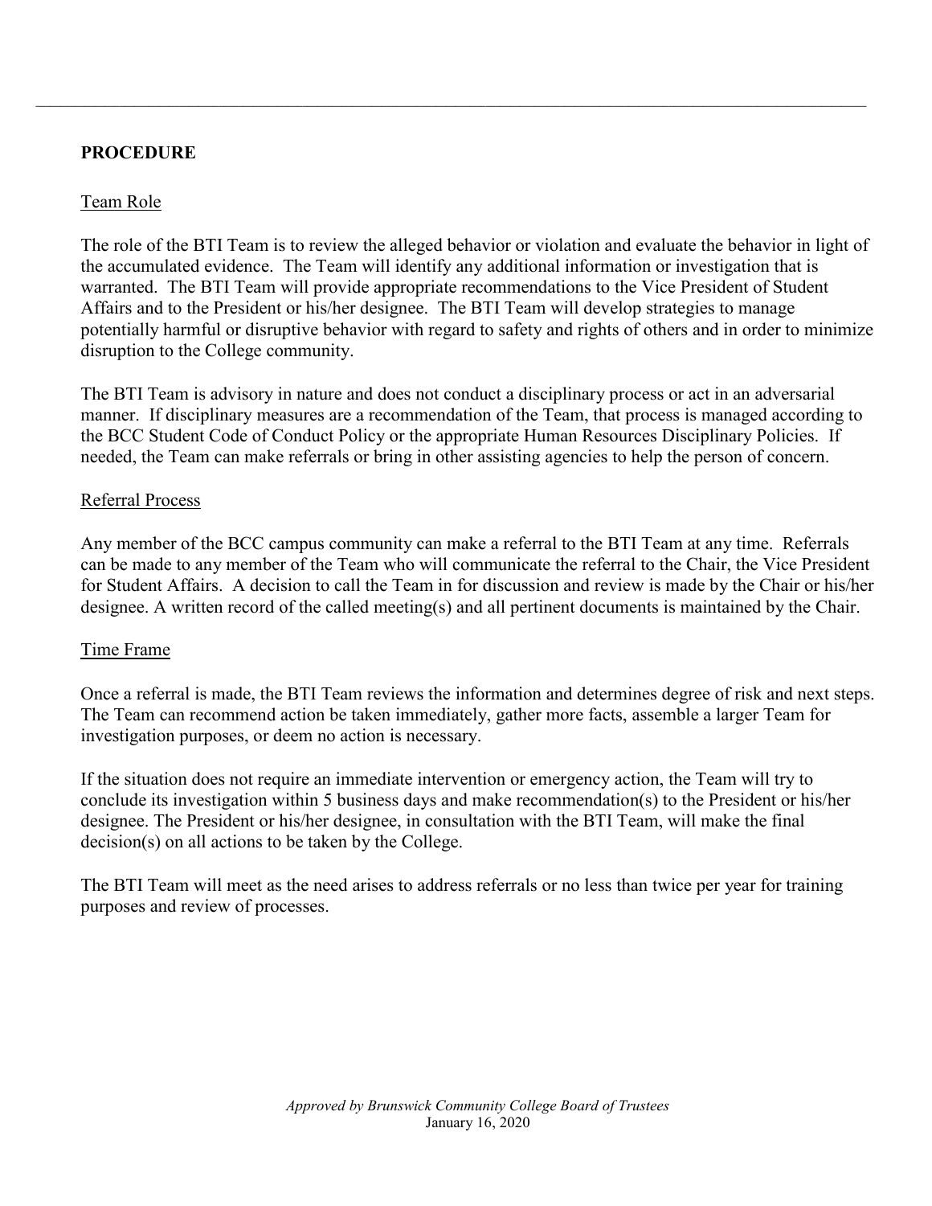**PROCEDURE**

Team Role

The role of the BTI Team is to review the alleged behavior or violation and evaluate the behavior in light of the accumulated evidence. The Team will identify any additional information or investigation that is warranted. The BTI Team will provide appropriate recommendations to the Vice President of Student Affairs and to the President or his/her designee. The BTI Team will develop strategies to manage potentially harmful or disruptive behavior with regard to safety and rights of others and in order to minimize disruption to the College community.

The BTI Team is advisory in nature and does not conduct a disciplinary process or act in an adversarial manner. If disciplinary measures are a recommendation of the Team, that process is managed according to the BCC Student Code of Conduct Policy or the appropriate Human Resources Disciplinary Policies. If needed, the Team can make referrals or bring in other assisting agencies to help the person of concern.

Referral Process

Any member of the BCC campus community can make a referral to the BTI Team at any time. Referrals can be made to any member of the Team who will communicate the referral to the Chair, the Vice President for Student Affairs. A decision to call the Team in for discussion and review is made by the Chair or his/her designee. A written record of the called meeting(s) and all pertinent documents is maintained by the Chair.

Time Frame

Once a referral is made, the BTI Team reviews the information and determines degree of risk and next steps. The Team can recommend action be taken immediately, gather more facts, assemble a larger Team for investigation purposes, or deem no action is necessary.

If the situation does not require an immediate intervention or emergency action, the Team will try to conclude its investigation within 5 business days and make recommendation(s) to the President or his/her designee. The President or his/her designee, in consultation with the BTI Team, will make the final decision(s) on all actions to be taken by the College.

The BTI Team will meet as the need arises to address referrals or no less than twice per year for training purposes and review of processes.

*Approved by Brunswick Community College Board of Trustees*
January 16, 2020